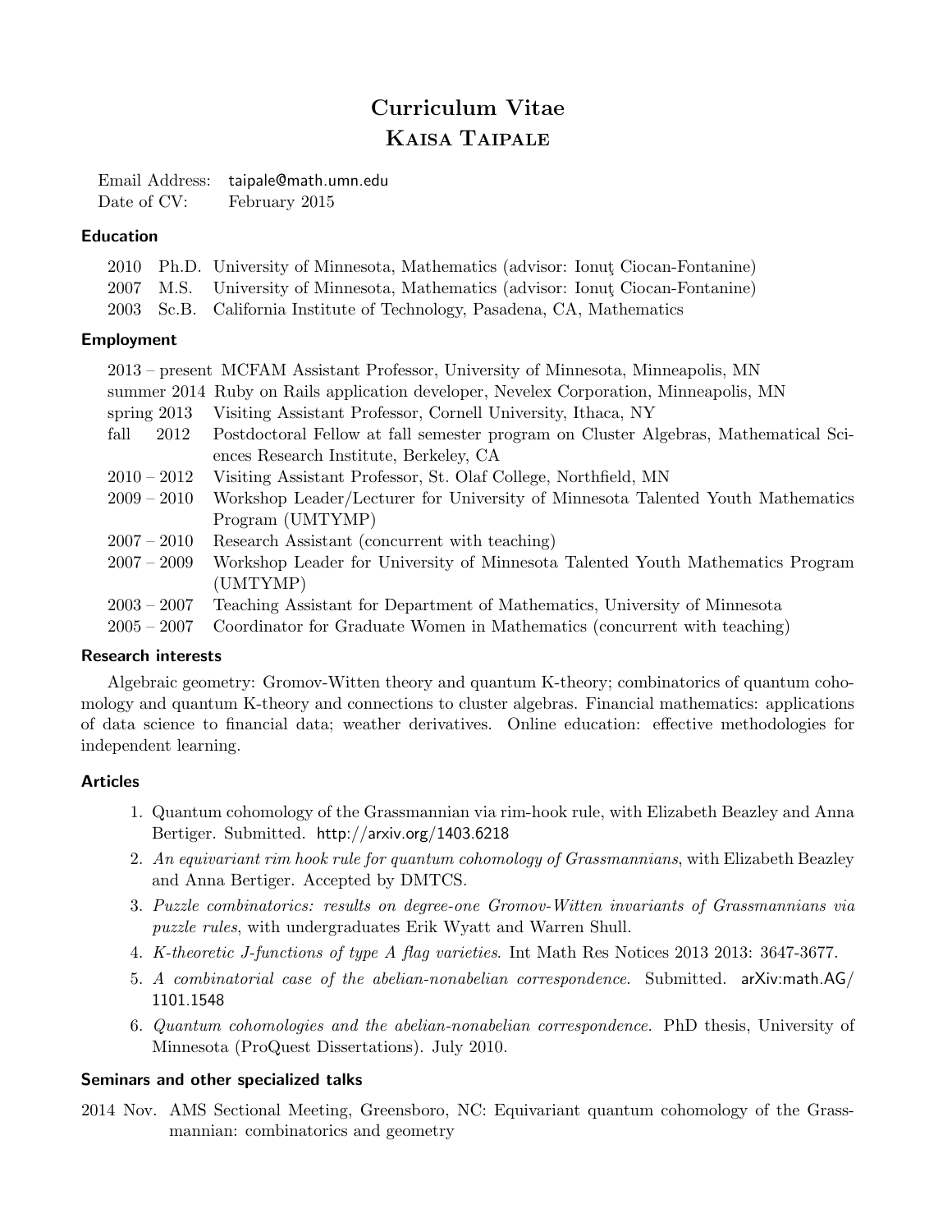# Curriculum Vitae
# Kaisa Taipale

Email Address: taipale@math.umn.edu
Date of CV: February 2015

## Education

| | | |
|---|---|---|
| 2010 | Ph.D. | University of Minnesota, Mathematics (advisor: Ionuţ Ciocan-Fontanine) |
| 2007 | M.S. | University of Minnesota, Mathematics (advisor: Ionuţ Ciocan-Fontanine) |
| 2003 | Sc.B. | California Institute of Technology, Pasadena, CA, Mathematics |

## Employment

| | |
|---|---|
| 2013 – present | MCFAM Assistant Professor, University of Minnesota, Minneapolis, MN |
| summer 2014 | Ruby on Rails application developer, Nevelex Corporation, Minneapolis, MN |
| spring 2013 | Visiting Assistant Professor, Cornell University, Ithaca, NY |
| fall 2012 | Postdoctoral Fellow at fall semester program on Cluster Algebras, Mathematical Sciences Research Institute, Berkeley, CA |
| 2010 – 2012 | Visiting Assistant Professor, St. Olaf College, Northfield, MN |
| 2009 – 2010 | Workshop Leader/Lecturer for University of Minnesota Talented Youth Mathematics Program (UMTYMP) |
| 2007 – 2010 | Research Assistant (concurrent with teaching) |
| 2007 – 2009 | Workshop Leader for University of Minnesota Talented Youth Mathematics Program (UMTYMP) |
| 2003 – 2007 | Teaching Assistant for Department of Mathematics, University of Minnesota |
| 2005 – 2007 | Coordinator for Graduate Women in Mathematics (concurrent with teaching) |

## Research interests

Algebraic geometry: Gromov-Witten theory and quantum K-theory; combinatorics of quantum cohomology and quantum K-theory and connections to cluster algebras. Financial mathematics: applications of data science to financial data; weather derivatives. Online education: effective methodologies for independent learning.

## Articles

1. Quantum cohomology of the Grassmannian via rim-hook rule, with Elizabeth Beazley and Anna Bertiger. Submitted. http://arxiv.org/1403.6218
2. *An equivariant rim hook rule for quantum cohomology of Grassmannians*, with Elizabeth Beazley and Anna Bertiger. Accepted by DMTCS.
3. *Puzzle combinatorics: results on degree-one Gromov-Witten invariants of Grassmannians via puzzle rules*, with undergraduates Erik Wyatt and Warren Shull.
4. *K-theoretic J-functions of type A flag varieties*. Int Math Res Notices 2013 2013: 3647-3677.
5. *A combinatorial case of the abelian-nonabelian correspondence.* Submitted. arXiv:math.AG/1101.1548
6. *Quantum cohomologies and the abelian-nonabelian correspondence.* PhD thesis, University of Minnesota (ProQuest Dissertations). July 2010.

## Seminars and other specialized talks

2014 Nov. AMS Sectional Meeting, Greensboro, NC: Equivariant quantum cohomology of the Grassmannian: combinatorics and geometry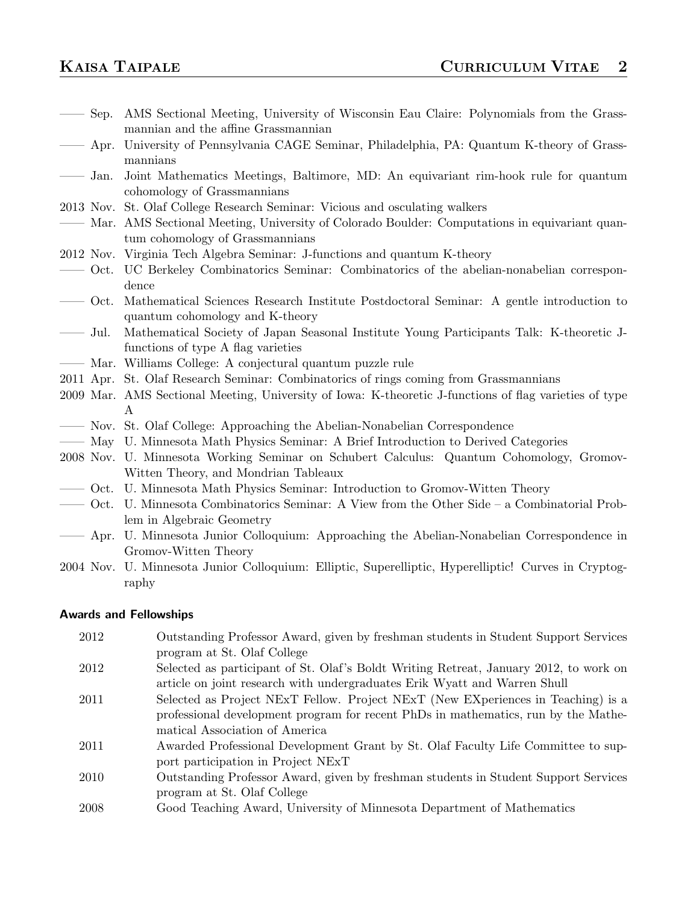—— Sep. AMS Sectional Meeting, University of Wisconsin Eau Claire: Polynomials from the Grassmannian and the affine Grassmannian

—— Apr. University of Pennsylvania CAGE Seminar, Philadelphia, PA: Quantum K-theory of Grassmannians

—— Jan. Joint Mathematics Meetings, Baltimore, MD: An equivariant rim-hook rule for quantum cohomology of Grassmannians

2013 Nov. St. Olaf College Research Seminar: Vicious and osculating walkers

—— Mar. AMS Sectional Meeting, University of Colorado Boulder: Computations in equivariant quantum cohomology of Grassmannians

2012 Nov. Virginia Tech Algebra Seminar: J-functions and quantum K-theory

—— Oct. UC Berkeley Combinatorics Seminar: Combinatorics of the abelian-nonabelian correspondence

—— Oct. Mathematical Sciences Research Institute Postdoctoral Seminar: A gentle introduction to quantum cohomology and K-theory

—— Jul. Mathematical Society of Japan Seasonal Institute Young Participants Talk: K-theoretic J-functions of type A flag varieties

—— Mar. Williams College: A conjectural quantum puzzle rule

2011 Apr. St. Olaf Research Seminar: Combinatorics of rings coming from Grassmannians

2009 Mar. AMS Sectional Meeting, University of Iowa: K-theoretic J-functions of flag varieties of type A

—— Nov. St. Olaf College: Approaching the Abelian-Nonabelian Correspondence

—— May U. Minnesota Math Physics Seminar: A Brief Introduction to Derived Categories

2008 Nov. U. Minnesota Working Seminar on Schubert Calculus: Quantum Cohomology, Gromov-Witten Theory, and Mondrian Tableaux

—— Oct. U. Minnesota Math Physics Seminar: Introduction to Gromov-Witten Theory

—— Oct. U. Minnesota Combinatorics Seminar: A View from the Other Side – a Combinatorial Problem in Algebraic Geometry

—— Apr. U. Minnesota Junior Colloquium: Approaching the Abelian-Nonabelian Correspondence in Gromov-Witten Theory

2004 Nov. U. Minnesota Junior Colloquium: Elliptic, Superelliptic, Hyperelliptic! Curves in Cryptography

## Awards and Fellowships

2012 Outstanding Professor Award, given by freshman students in Student Support Services program at St. Olaf College

2012 Selected as participant of St. Olaf's Boldt Writing Retreat, January 2012, to work on article on joint research with undergraduates Erik Wyatt and Warren Shull

2011 Selected as Project NExT Fellow. Project NExT (New EXperiences in Teaching) is a professional development program for recent PhDs in mathematics, run by the Mathematical Association of America

2011 Awarded Professional Development Grant by St. Olaf Faculty Life Committee to support participation in Project NExT

2010 Outstanding Professor Award, given by freshman students in Student Support Services program at St. Olaf College

2008 Good Teaching Award, University of Minnesota Department of Mathematics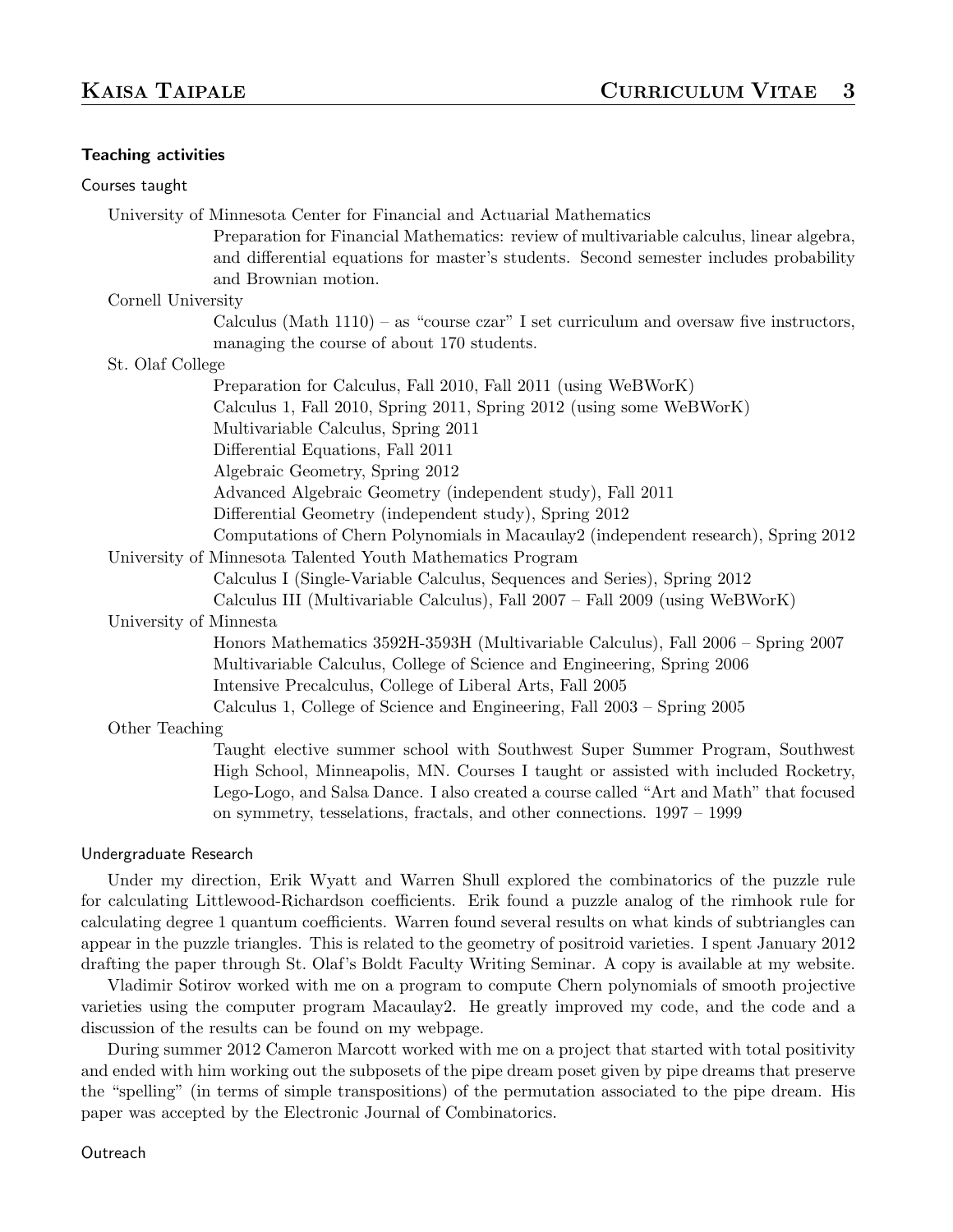### Teaching activities

#### Courses taught

University of Minnesota Center for Financial and Actuarial Mathematics

Preparation for Financial Mathematics: review of multivariable calculus, linear algebra, and differential equations for master's students. Second semester includes probability and Brownian motion.

Cornell University

Calculus (Math 1110) – as "course czar" I set curriculum and oversaw five instructors, managing the course of about 170 students.

St. Olaf College

Preparation for Calculus, Fall 2010, Fall 2011 (using WeBWorK)
Calculus 1, Fall 2010, Spring 2011, Spring 2012 (using some WeBWorK)
Multivariable Calculus, Spring 2011
Differential Equations, Fall 2011
Algebraic Geometry, Spring 2012
Advanced Algebraic Geometry (independent study), Fall 2011
Differential Geometry (independent study), Spring 2012
Computations of Chern Polynomials in Macaulay2 (independent research), Spring 2012

University of Minnesota Talented Youth Mathematics Program

Calculus I (Single-Variable Calculus, Sequences and Series), Spring 2012
Calculus III (Multivariable Calculus), Fall 2007 – Fall 2009 (using WeBWorK)

University of Minnesta

Honors Mathematics 3592H-3593H (Multivariable Calculus), Fall 2006 – Spring 2007
Multivariable Calculus, College of Science and Engineering, Spring 2006
Intensive Precalculus, College of Liberal Arts, Fall 2005
Calculus 1, College of Science and Engineering, Fall 2003 – Spring 2005

Other Teaching

Taught elective summer school with Southwest Super Summer Program, Southwest High School, Minneapolis, MN. Courses I taught or assisted with included Rocketry, Lego-Logo, and Salsa Dance. I also created a course called "Art and Math" that focused on symmetry, tesselations, fractals, and other connections. 1997 – 1999

#### Undergraduate Research

Under my direction, Erik Wyatt and Warren Shull explored the combinatorics of the puzzle rule for calculating Littlewood-Richardson coefficients. Erik found a puzzle analog of the rimhook rule for calculating degree 1 quantum coefficients. Warren found several results on what kinds of subtriangles can appear in the puzzle triangles. This is related to the geometry of positroid varieties. I spent January 2012 drafting the paper through St. Olaf's Boldt Faculty Writing Seminar. A copy is available at my website.

Vladimir Sotirov worked with me on a program to compute Chern polynomials of smooth projective varieties using the computer program Macaulay2. He greatly improved my code, and the code and a discussion of the results can be found on my webpage.

During summer 2012 Cameron Marcott worked with me on a project that started with total positivity and ended with him working out the subposets of the pipe dream poset given by pipe dreams that preserve the "spelling" (in terms of simple transpositions) of the permutation associated to the pipe dream. His paper was accepted by the Electronic Journal of Combinatorics.

#### Outreach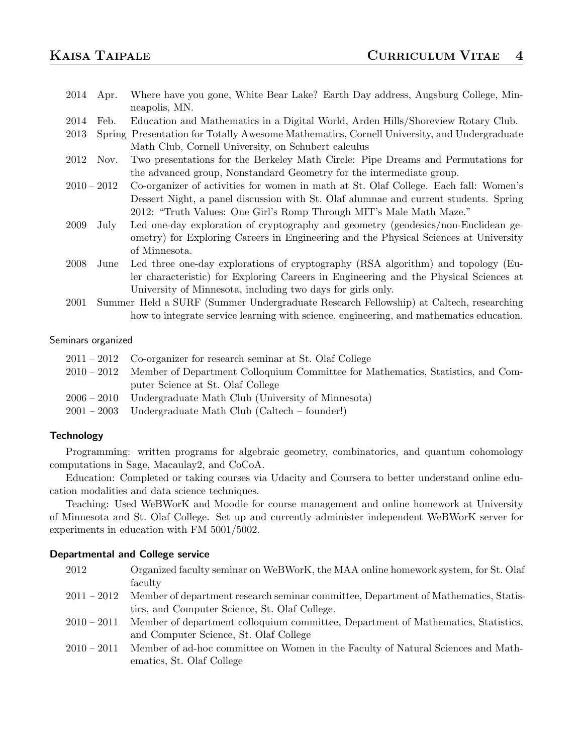- 2014 Apr. Where have you gone, White Bear Lake? Earth Day address, Augsburg College, Minneapolis, MN.
- 2014 Feb. Education and Mathematics in a Digital World, Arden Hills/Shoreview Rotary Club.
- 2013 Spring Presentation for Totally Awesome Mathematics, Cornell University, and Undergraduate Math Club, Cornell University, on Schubert calculus
- 2012 Nov. Two presentations for the Berkeley Math Circle: Pipe Dreams and Permutations for the advanced group, Nonstandard Geometry for the intermediate group.
- 2010 – 2012 Co-organizer of activities for women in math at St. Olaf College. Each fall: Women's Dessert Night, a panel discussion with St. Olaf alumnae and current students. Spring 2012: "Truth Values: One Girl's Romp Through MIT's Male Math Maze."
- 2009 July Led one-day exploration of cryptography and geometry (geodesics/non-Euclidean geometry) for Exploring Careers in Engineering and the Physical Sciences at University of Minnesota.
- 2008 June Led three one-day explorations of cryptography (RSA algorithm) and topology (Euler characteristic) for Exploring Careers in Engineering and the Physical Sciences at University of Minnesota, including two days for girls only.
- 2001 Summer Held a SURF (Summer Undergraduate Research Fellowship) at Caltech, researching how to integrate service learning with science, engineering, and mathematics education.

Seminars organized

- 2011 – 2012 Co-organizer for research seminar at St. Olaf College
- 2010 – 2012 Member of Department Colloquium Committee for Mathematics, Statistics, and Computer Science at St. Olaf College
- 2006 – 2010 Undergraduate Math Club (University of Minnesota)
- 2001 – 2003 Undergraduate Math Club (Caltech – founder!)

### Technology

Programming: written programs for algebraic geometry, combinatorics, and quantum cohomology computations in Sage, Macaulay2, and CoCoA.

Education: Completed or taking courses via Udacity and Coursera to better understand online education modalities and data science techniques.

Teaching: Used WeBWorK and Moodle for course management and online homework at University of Minnesota and St. Olaf College. Set up and currently administer independent WeBWorK server for experiments in education with FM 5001/5002.

### Departmental and College service

- 2012 Organized faculty seminar on WeBWorK, the MAA online homework system, for St. Olaf faculty
- 2011 – 2012 Member of department research seminar committee, Department of Mathematics, Statistics, and Computer Science, St. Olaf College.
- 2010 – 2011 Member of department colloquium committee, Department of Mathematics, Statistics, and Computer Science, St. Olaf College
- 2010 – 2011 Member of ad-hoc committee on Women in the Faculty of Natural Sciences and Mathematics, St. Olaf College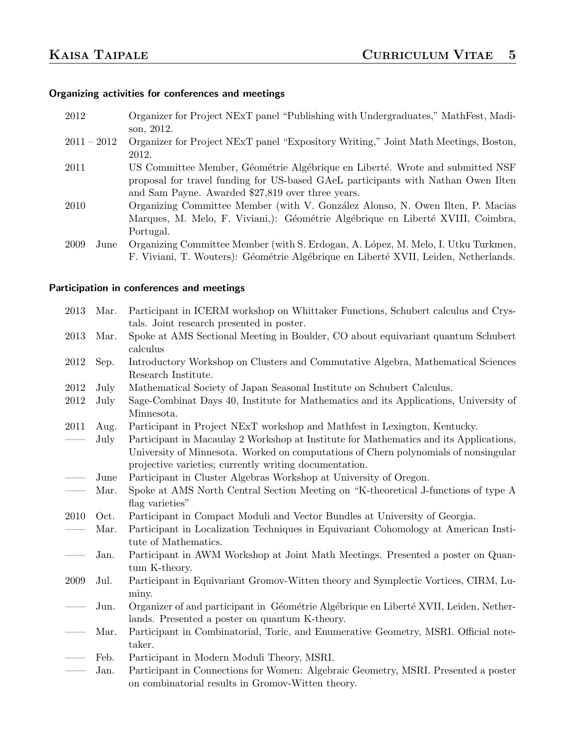### Organizing activities for conferences and meetings

| | |
|---|---|
| 2012 | Organizer for Project NExT panel "Publishing with Undergraduates," MathFest, Madison, 2012. |
| 2011 – 2012 | Organizer for Project NExT panel "Expository Writing," Joint Math Meetings, Boston, 2012. |
| 2011 | US Committee Member, Géométrie Algébrique en Liberté. Wrote and submitted NSF proposal for travel funding for US-based GAeL participants with Nathan Owen Ilten and Sam Payne. Awarded $27,819 over three years. |
| 2010 | Organizing Committee Member (with V. González Alonso, N. Owen Ilten, P. Macias Marques, M. Melo, F. Viviani,): Géométrie Algébrique en Liberté XVIII, Coimbra, Portugal. |
| 2009 June | Organizing Committee Member (with S. Erdogan, A. López, M. Melo, I. Utku Turkmen, F. Viviani, T. Wouters): Géométrie Algébrique en Liberté XVII, Leiden, Netherlands. |

### Participation in conferences and meetings

| | | |
|---|---|---|
| 2013 | Mar. | Participant in ICERM workshop on Whittaker Functions, Schubert calculus and Crystals. Joint research presented in poster. |
| 2013 | Mar. | Spoke at AMS Sectional Meeting in Boulder, CO about equivariant quantum Schubert calculus |
| 2012 | Sep. | Introductory Workshop on Clusters and Commutative Algebra, Mathematical Sciences Research Institute. |
| 2012 | July | Mathematical Society of Japan Seasonal Institute on Schubert Calculus. |
| 2012 | July | Sage-Combinat Days 40, Institute for Mathematics and its Applications, University of Minnesota. |
| 2011 | Aug. | Participant in Project NExT workshop and Mathfest in Lexington, Kentucky. |
| —— | July | Participant in Macaulay 2 Workshop at Institute for Mathematics and its Applications, University of Minnesota. Worked on computations of Chern polynomials of nonsingular projective varieties; currently writing documentation. |
| —— | June | Participant in Cluster Algebras Workshop at University of Oregon. |
| —— | Mar. | Spoke at AMS North Central Section Meeting on "K-theoretical J-functions of type A flag varieties" |
| 2010 | Oct. | Participant in Compact Moduli and Vector Bundles at University of Georgia. |
| —— | Mar. | Participant in Localization Techniques in Equivariant Cohomology at American Institute of Mathematics. |
| —— | Jan. | Participant in AWM Workshop at Joint Math Meetings. Presented a poster on Quantum K-theory. |
| 2009 | Jul. | Participant in Equivariant Gromov-Witten theory and Symplectic Vortices, CIRM, Luminy. |
| —— | Jun. | Organizer of and participant in Géométrie Algébrique en Liberté XVII, Leiden, Netherlands. Presented a poster on quantum K-theory. |
| —— | Mar. | Participant in Combinatorial, Toric, and Enumerative Geometry, MSRI. Official notetaker. |
| —— | Feb. | Participant in Modern Moduli Theory, MSRI. |
| —— | Jan. | Participant in Connections for Women: Algebraic Geometry, MSRI. Presented a poster on combinatorial results in Gromov-Witten theory. |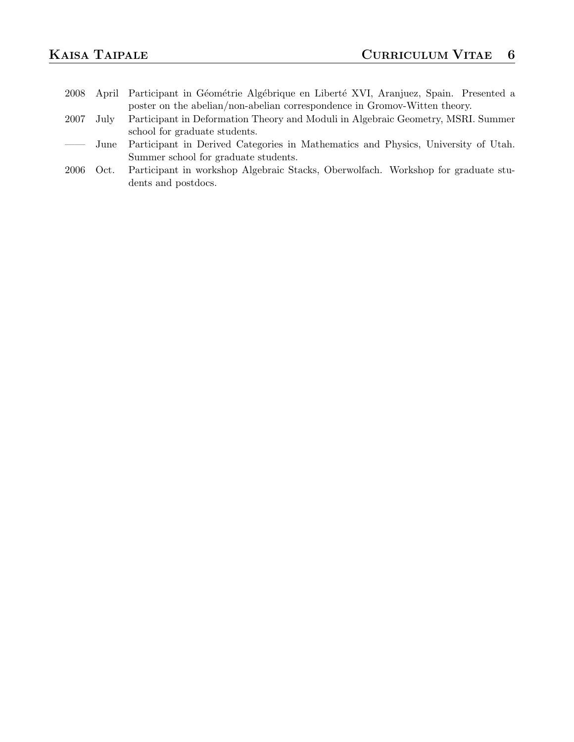| | | |
|---|---|---|
| 2008 | April | Participant in Géométrie Algébrique en Liberté XVI, Aranjuez, Spain. Presented a poster on the abelian/non-abelian correspondence in Gromov-Witten theory. |
| 2007 | July | Participant in Deformation Theory and Moduli in Algebraic Geometry, MSRI. Summer school for graduate students. |
| —— | June | Participant in Derived Categories in Mathematics and Physics, University of Utah. Summer school for graduate students. |
| 2006 | Oct. | Participant in workshop Algebraic Stacks, Oberwolfach. Workshop for graduate students and postdocs. |